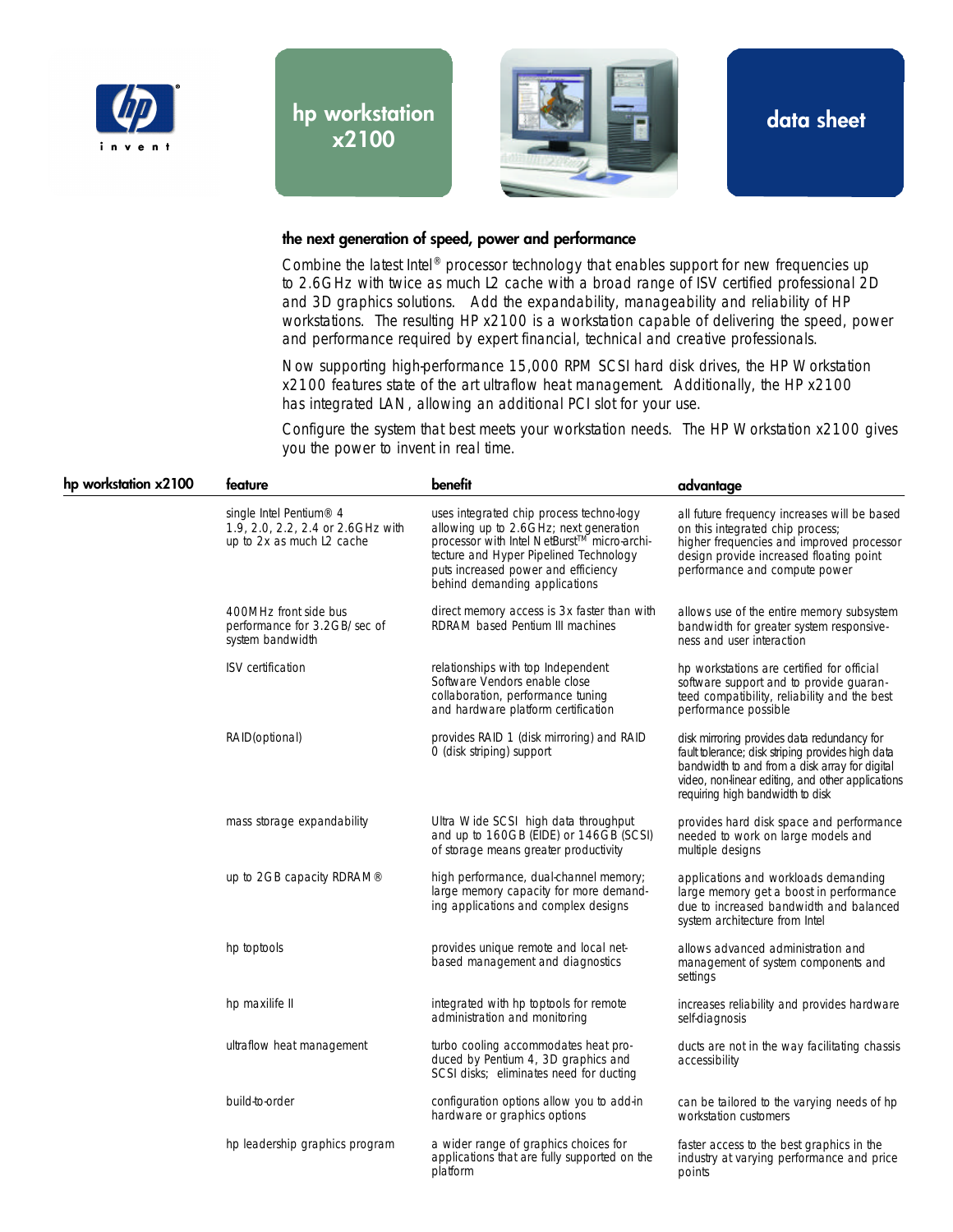# hp workstation x2100

## data sheet

### the next generation of speed, power and performance

Combine the latest Intel® processor technology that enables support for new frequencies up to 2.6GHz with twice as much L2 cache with a broad range of ISV certified professional 2D and 3D graphics solutions. Add the expandability, manageability and reliability of HP workstations. The resulting HP x2100 is a workstation capable of delivering the speed, power and performance required by expert financial, technical and creative professionals.

Now supporting high-performance 15,000 RPM SCSI hard disk drives, the HP Workstation x2100 features state of the art ultraflow heat management. Additionally, the HP x2100 has integrated LAN, allowing an additional PCI slot for your use.

Configure the system that best meets your workstation needs. The HP Workstation x2100 gives you the power to invent in real time.

| hp workstation x2100 | feature | benefit | advantage |
|---|---|---|---|
| | single Intel Pentium® 4 1.9, 2.0, 2.2, 2.4 or 2.6GHz with up to 2x as much L2 cache | uses integrated chip process techno-logy allowing up to 2.6GHz; next generation processor with Intel NetBurst™ micro-archi-tecture and Hyper Pipelined Technology puts increased power and efficiency behind demanding applications | all future frequency increases will be based on this integrated chip process; higher frequencies and improved processor design provide increased floating point performance and compute power |
| | 400MHz front side bus performance for 3.2GB/sec of system bandwidth | direct memory access is 3x faster than with RDRAM based Pentium III machines | allows use of the entire memory subsystem bandwidth for greater system responsive-ness and user interaction |
| | ISV certification | relationships with top Independent Software Vendors enable close collaboration, performance tuning and hardware platform certification | hp workstations are certified for official software support and to provide guaran-teed compatibility, reliability and the best performance possible |
| | RAID(optional) | provides RAID 1 (disk mirroring) and RAID 0 (disk striping) support | disk mirroring provides data redundancy for fault tolerance; disk striping provides high data bandwidth to and from a disk array for digital video, non-linear editing, and other applications requiring high bandwidth to disk |
| | mass storage expandability | Ultra Wide SCSI high data throughput and up to 160GB (EIDE) or 146GB (SCSI) of storage means greater productivity | provides hard disk space and performance needed to work on large models and multiple designs |
| | up to 2GB capacity RDRAM® | high performance, dual-channel memory; large memory capacity for more demand-ing applications and complex designs | applications and workloads demanding large memory get a boost in performance due to increased bandwidth and balanced system architecture from Intel |
| | hp toptools | provides unique remote and local net-based management and diagnostics | allows advanced administration and management of system components and settings |
| | hp maxilife II | integrated with hp toptools for remote administration and monitoring | increases reliability and provides hardware self-diagnosis |
| | ultraflow heat management | turbo cooling accommodates heat pro-duced by Pentium 4, 3D graphics and SCSI disks; eliminates need for ducting | ducts are not in the way facilitating chassis accessibility |
| | build-to-order | configuration options allow you to add-in hardware or graphics options | can be tailored to the varying needs of hp workstation customers |
| | hp leadership graphics program | a wider range of graphics choices for applications that are fully supported on the platform | faster access to the best graphics in the industry at varying performance and price points |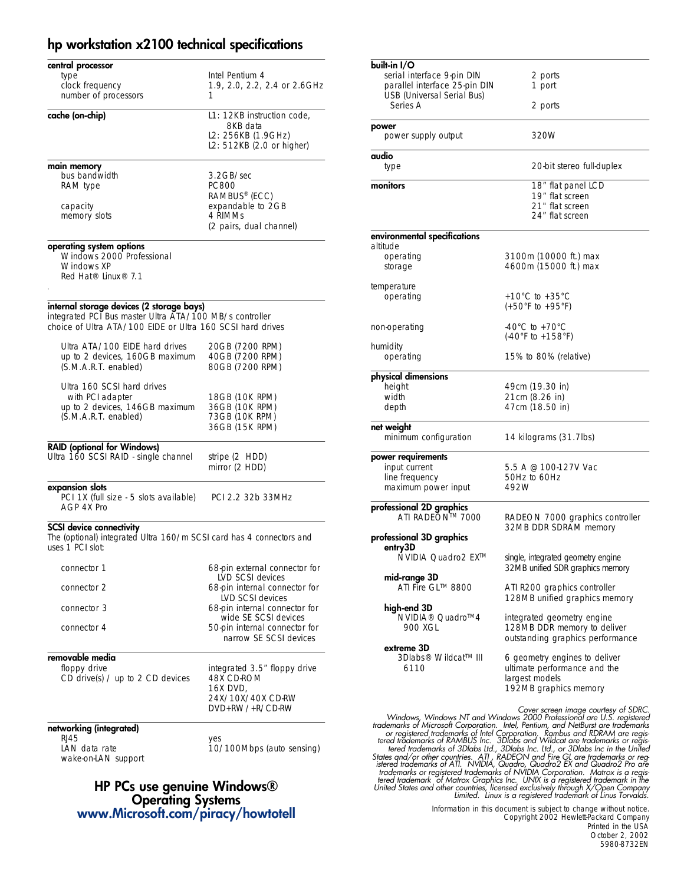# hp workstation x2100 technical specifications

## central processor

| | |
|---|---|
| type | Intel Pentium 4 |
| clock frequency | 1.9, 2.0, 2.2, 2.4 or 2.6GHz |
| number of processors | 1 |

## cache (on-chip)

| | |
|---|---|
| | L1: 12KB instruction code, 8KB data |
| | L2: 256KB (1.9GHz) |
| | L2: 512KB (2.0 or higher) |

## main memory

| | |
|---|---|
| bus bandwidth | 3.2GB/sec |
| RAM type | PC800 RAMBUS® (ECC) |
| capacity | expandable to 2GB |
| memory slots | 4 RIMMs (2 pairs, dual channel) |

## operating system options

- Windows 2000 Professional
- Windows XP
- Red Hat® Linux® 7.1

## internal storage devices (2 storage bays)

integrated PCI Bus master Ultra ATA/100 MB/s controller
choice of Ultra ATA/100 EIDE or Ultra 160 SCSI hard drives

| | |
|---|---|
| Ultra ATA/100 EIDE hard drives up to 2 devices, 160GB maximum (S.M.A.R.T. enabled) | 20GB (7200 RPM) |
| | 40GB (7200 RPM) |
| | 80GB (7200 RPM) |
| Ultra 160 SCSI hard drives with PCI adapter up to 2 devices, 146GB maximum (S.M.A.R.T. enabled) | 18GB (10K RPM) |
| | 36GB (10K RPM) |
| | 73GB (10K RPM) |
| | 36GB (15K RPM) |

## RAID (optional for Windows)

| | |
|---|---|
| Ultra 160 SCSI RAID - single channel | stripe (2 HDD) |
| | mirror (2 HDD) |

## expansion slots

| | |
|---|---|
| PCI 1X (full size - 5 slots available) | PCI 2.2 32b 33MHz |
| AGP 4X Pro | |

## SCSI device connectivity

The (optional) integrated Ultra 160/m SCSI card has 4 connectors and uses 1 PCI slot:

| | |
|---|---|
| connector 1 | 68-pin external connector for LVD SCSI devices |
| connector 2 | 68-pin internal connector for LVD SCSI devices |
| connector 3 | 68-pin internal connector for wide SE SCSI devices |
| connector 4 | 50-pin internal connector for narrow SE SCSI devices |

## removable media

| | |
|---|---|
| floppy drive | integrated 3.5" floppy drive |
| CD drive(s) / up to 2 CD devices | 48X CD-ROM |
| | 16X DVD, |
| | 24X/10X/40X CD-RW |
| | DVD+RW/+R/CD-RW |

## networking (integrated)

| | |
|---|---|
| RJ45 | yes |
| LAN data rate | 10/100Mbps (auto sensing) |
| wake-on-LAN support | |

**HP PCs use genuine Windows® Operating Systems**
**www.Microsoft.com/piracy/howtotell**

## built-in I/O

| | |
|---|---|
| serial interface 9-pin DIN | 2 ports |
| parallel interface 25-pin DIN | 1 port |
| USB (Universal Serial Bus) Series A | 2 ports |

## power

| | |
|---|---|
| power supply output | 320W |

## audio

| | |
|---|---|
| type | 20-bit stereo full-duplex |

## monitors

| | |
|---|---|
| | 18" flat panel LCD |
| | 19" flat screen |
| | 21" flat screen |
| | 24" flat screen |

## environmental specifications

| | |
|---|---|
| altitude | |
| operating | 3100m (10000 ft.) max |
| storage | 4600m (15000 ft.) max |
| temperature | |
| operating | +10°C to +35°C (+50°F to +95°F) |
| non-operating | -40°C to +70°C (-40°F to +158°F) |
| humidity | |
| operating | 15% to 80% (relative) |

## physical dimensions

| | |
|---|---|
| height | 49cm (19.30 in) |
| width | 21cm (8.26 in) |
| depth | 47cm (18.50 in) |

## net weight

| | |
|---|---|
| minimum configuration | 14 kilograms (31.7lbs) |

## power requirements

| | |
|---|---|
| input current | 5.5 A @ 100-127V Vac |
| line frequency | 50Hz to 60Hz |
| maximum power input | 492W |

## professional 2D graphics

| | |
|---|---|
| ATI RADEON™ 7000 | RADEON 7000 graphics controller 32MB DDR SDRAM memory |

## professional 3D graphics

| | |
|---|---|
| **entry3D** | |
| NVIDIA Quadro2 EX™ | single, integrated geometry engine 32MB unified SDR graphics memory |
| **mid-range 3D** | |
| ATI Fire GL™ 8800 | ATI R200 graphics controller 128MB unified graphics memory |
| **high-end 3D** | |
| NVIDIA® Quadro™4 900 XGL | integrated geometry engine 128MB DDR memory to deliver outstanding graphics performance |
| **extreme 3D** | |
| 3Dlabs® Wildcat™ III 6110 | 6 geometry engines to deliver ultimate performance and the largest models 192MB graphics memory |

*Cover screen image courtesy of SDRC.*
*Windows, Windows NT and Windows 2000 Professional are U.S. registered trademarks of Microsoft Corporation. Intel, Pentium, and NetBurst are trademarks or registered trademarks of Intel Corporation. Rambus and RDRAM are registered trademarks of RAMBUS Inc. 3Dlabs and Wildcat are trademarks or registered trademarks of 3Dlabs Ltd., 3Dlabs Inc. Ltd., or 3Dlabs Inc in the United States and/or other countries. ATI, RADEON and Fire GL are trademarks or registered trademarks of ATI. NVIDIA, Quadro, Quadro2 EX and Quadro2 Pro are trademarks or registered trademarks of NVIDIA Corporation. Matrox is a registered trademark of Matrox Graphics Inc. UNIX is a registered trademark in the United States and other countries, licensed exclusively through X/Open Company Limited. Linux is a registered trademark of Linus Torvalds.*

Information in this document is subject to change without notice.
Copyright 2002 Hewlett-Packard Company
Printed in the USA
October 2, 2002
5980-8732EN